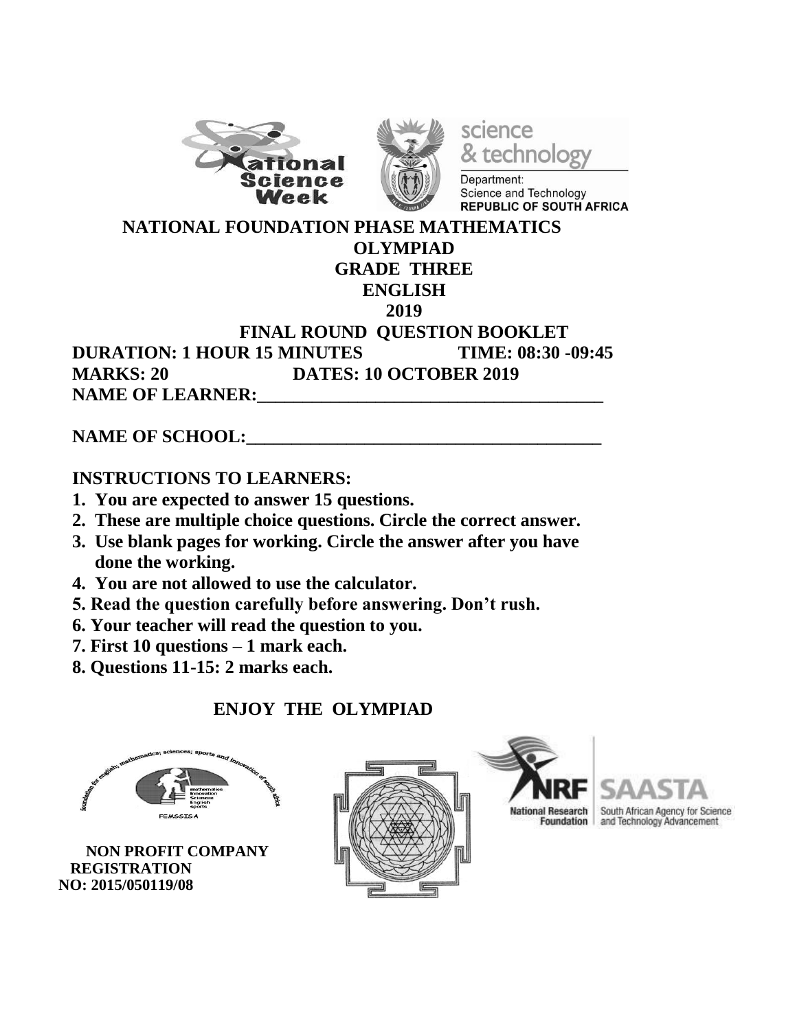# NATIONAL FOUNDATION PHASE MATHEMATICS OLYMPIAD

## GRADE THREE

## ENGLISH

## 2019

## FINAL ROUND QUESTION BOOKLET

**DURATION: 1 HOUR 15 MINUTES TIME: 08:30 -09:45**

**MARKS: 20 DATES: 10 OCTOBER 2019**

**NAME OF LEARNER:\_\_\_\_\_\_\_\_\_\_\_\_\_\_\_\_\_\_\_\_\_\_\_\_\_\_\_\_\_\_\_\_\_\_\_\_\_\_\_\_**

**NAME OF SCHOOL:\_\_\_\_\_\_\_\_\_\_\_\_\_\_\_\_\_\_\_\_\_\_\_\_\_\_\_\_\_\_\_\_\_\_\_\_\_\_\_\_**

**INSTRUCTIONS TO LEARNERS:**

1. **You are expected to answer 15 questions.**
2. **These are multiple choice questions. Circle the correct answer.**
3. **Use blank pages for working. Circle the answer after you have done the working.**
4. **You are not allowed to use the calculator.**
5. **Read the question carefully before answering. Don't rush.**
6. **Your teacher will read the question to you.**
7. **First 10 questions – 1 mark each.**
8. **Questions 11-15: 2 marks each.**

**ENJOY THE OLYMPIAD**

**NON PROFIT COMPANY REGISTRATION NO: 2015/050119/08**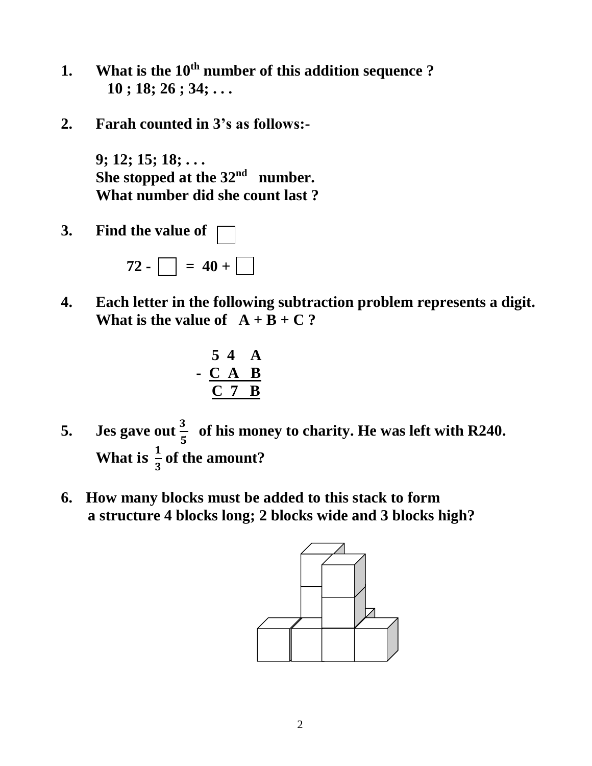1. **What is the $10^{th}$ number of this addition sequence ?**
   **10 ; 18; 26 ; 34; . . .**

2. **Farah counted in 3's as follows:-**

   **9; 12; 15; 18; . . .**
   **She stopped at the $32^{nd}$ number.**
   **What number did she count last ?**

3. **Find the value of $\square$**

   $$72 - \square = 40 + \square$$

4. **Each letter in the following subtraction problem represents a digit. What is the value of A + B + C ?**

```
    5 4 A
  - C A B
    C 7 B
```

5. **Jes gave out $\frac{3}{5}$ of his money to charity. He was left with R240.**
   **What is $\frac{1}{3}$ of the amount?**

6. **How many blocks must be added to this stack to form a structure 4 blocks long; 2 blocks wide and 3 blocks high?**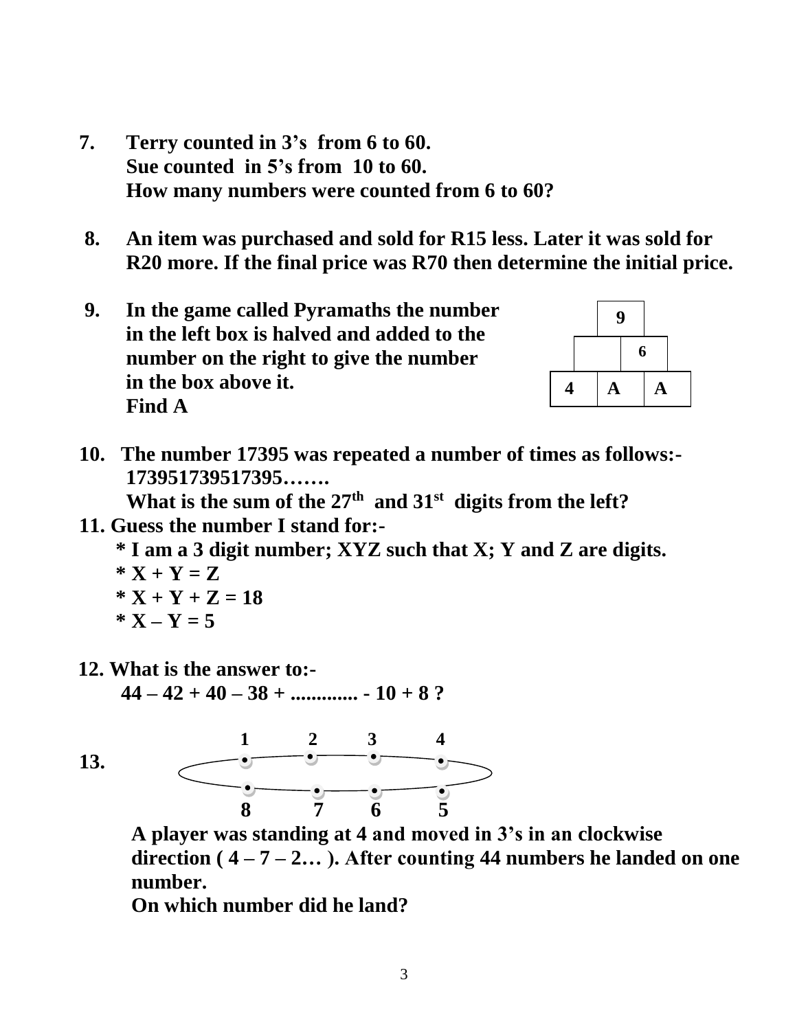**7.** **Terry counted in 3's from 6 to 60.**
**Sue counted in 5's from 10 to 60.**
**How many numbers were counted from 6 to 60?**

**8.** **An item was purchased and sold for R15 less. Later it was sold for R20 more. If the final price was R70 then determine the initial price.**

**9.** **In the game called Pyramaths the number in the left box is halved and added to the number on the right to give the number in the box above it.**
**Find A**

| | | |
|---|---|---|
| | 9 | |
| | | 6 |
| 4 | A | A |

**10.** **The number 17395 was repeated a number of times as follows:-**
**173951739517395…….**
**What is the sum of the 27th and 31st digits from the left?**

**11. Guess the number I stand for:-**

**\* I am a 3 digit number; XYZ such that X; Y and Z are digits.**
**\* X + Y = Z**
**\* X + Y + Z = 18**
**\* X – Y = 5**

**12. What is the answer to:-**

**44 – 42 + 40 – 38 + ............. - 10 + 8 ?**

**13.**

1 2 3 4

8 7 6 5

**A player was standing at 4 and moved in 3's in an clockwise direction ( 4 – 7 – 2… ). After counting 44 numbers he landed on one number.**
**On which number did he land?**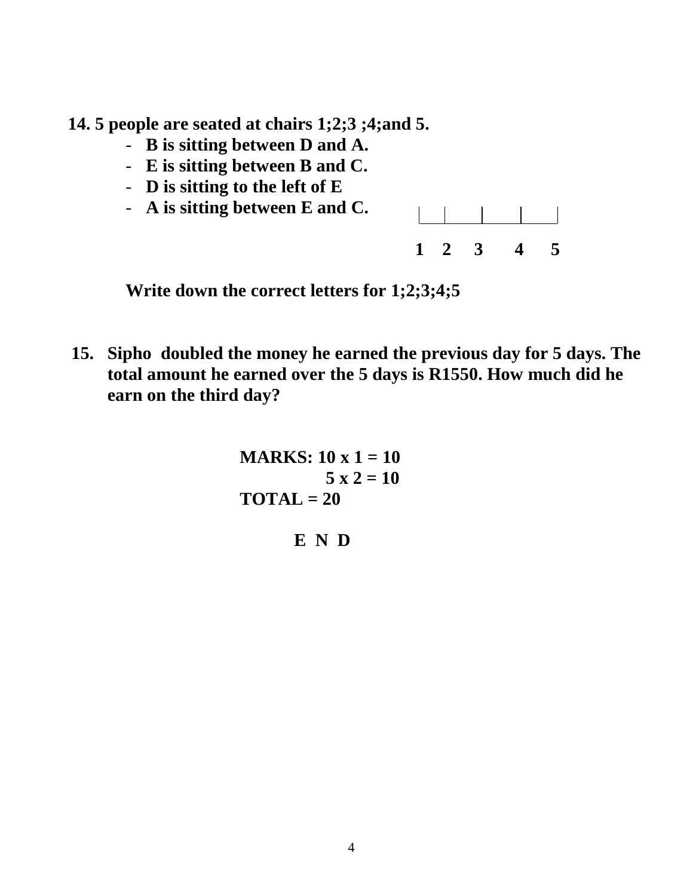**14. 5 people are seated at chairs 1;2;3 ;4;and 5.**

- **B is sitting between D and A.**
- **E is sitting between B and C.**
- **D is sitting to the left of E**
- **A is sitting between E and C.**

**1 2 3 4 5**

**Write down the correct letters for 1;2;3;4;5**

**15. Sipho doubled the money he earned the previous day for 5 days. The total amount he earned over the 5 days is R1550. How much did he earn on the third day?**

**MARKS: 10 x 1 = 10**
**5 x 2 = 10**
**TOTAL = 20**

**E N D**